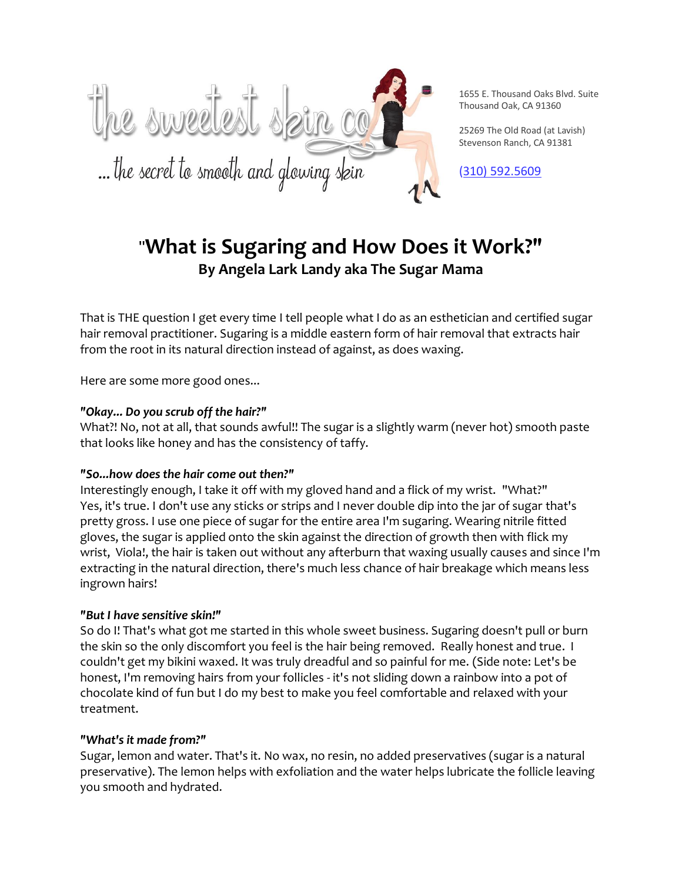the sweetest skin co

... the secret to smooth and glowing skin

1655 E. Thousand Oaks Blvd. Suite
Thousand Oak, CA 91360

25269 The Old Road (at Lavish)
Stevenson Ranch, CA 91381

(310) 592.5609

# "What is Sugaring and How Does it Work?"

## By Angela Lark Landy aka The Sugar Mama

That is THE question I get every time I tell people what I do as an esthetician and certified sugar hair removal practitioner. Sugaring is a middle eastern form of hair removal that extracts hair from the root in its natural direction instead of against, as does waxing.

Here are some more good ones...

***"Okay... Do you scrub off the hair?"***
What?! No, not at all, that sounds awful!! The sugar is a slightly warm (never hot) smooth paste that looks like honey and has the consistency of taffy.

***"So...how does the hair come out then?"***
Interestingly enough, I take it off with my gloved hand and a flick of my wrist. "What?" Yes, it's true. I don't use any sticks or strips and I never double dip into the jar of sugar that's pretty gross. I use one piece of sugar for the entire area I'm sugaring. Wearing nitrile fitted gloves, the sugar is applied onto the skin against the direction of growth then with flick my wrist, Viola!, the hair is taken out without any afterburn that waxing usually causes and since I'm extracting in the natural direction, there's much less chance of hair breakage which means less ingrown hairs!

***"But I have sensitive skin!"***
So do I! That's what got me started in this whole sweet business. Sugaring doesn't pull or burn the skin so the only discomfort you feel is the hair being removed. Really honest and true. I couldn't get my bikini waxed. It was truly dreadful and so painful for me. (Side note: Let's be honest, I'm removing hairs from your follicles - it's not sliding down a rainbow into a pot of chocolate kind of fun but I do my best to make you feel comfortable and relaxed with your treatment.

***"What's it made from?"***
Sugar, lemon and water. That's it. No wax, no resin, no added preservatives (sugar is a natural preservative). The lemon helps with exfoliation and the water helps lubricate the follicle leaving you smooth and hydrated.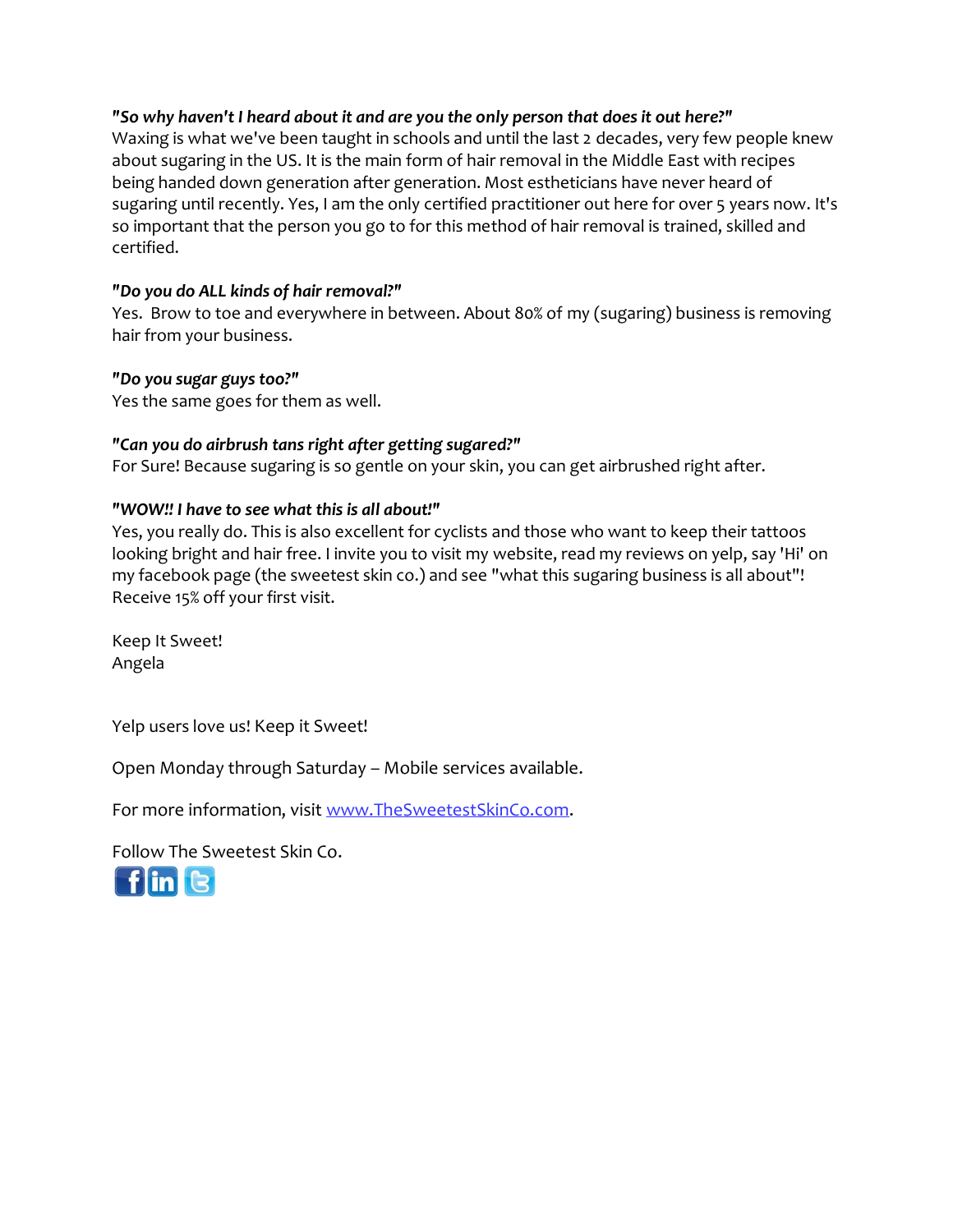***"So why haven't I heard about it and are you the only person that does it out here?"***
Waxing is what we've been taught in schools and until the last 2 decades, very few people knew about sugaring in the US. It is the main form of hair removal in the Middle East with recipes being handed down generation after generation. Most estheticians have never heard of sugaring until recently. Yes, I am the only certified practitioner out here for over 5 years now. It's so important that the person you go to for this method of hair removal is trained, skilled and certified.

***"Do you do ALL kinds of hair removal?"***
Yes. Brow to toe and everywhere in between. About 80% of my (sugaring) business is removing hair from your business.

***"Do you sugar guys too?"***
Yes the same goes for them as well.

***"Can you do airbrush tans right after getting sugared?"***
For Sure! Because sugaring is so gentle on your skin, you can get airbrushed right after.

***"WOW!! I have to see what this is all about!"***
Yes, you really do. This is also excellent for cyclists and those who want to keep their tattoos looking bright and hair free. I invite you to visit my website, read my reviews on yelp, say 'Hi' on my facebook page (the sweetest skin co.) and see "what this sugaring business is all about"! Receive 15% off your first visit.

Keep It Sweet!
Angela

Yelp users love us! Keep it Sweet!

Open Monday through Saturday – Mobile services available.

For more information, visit [www.TheSweetestSkinCo.com](http://www.TheSweetestSkinCo.com).

Follow The Sweetest Skin Co.